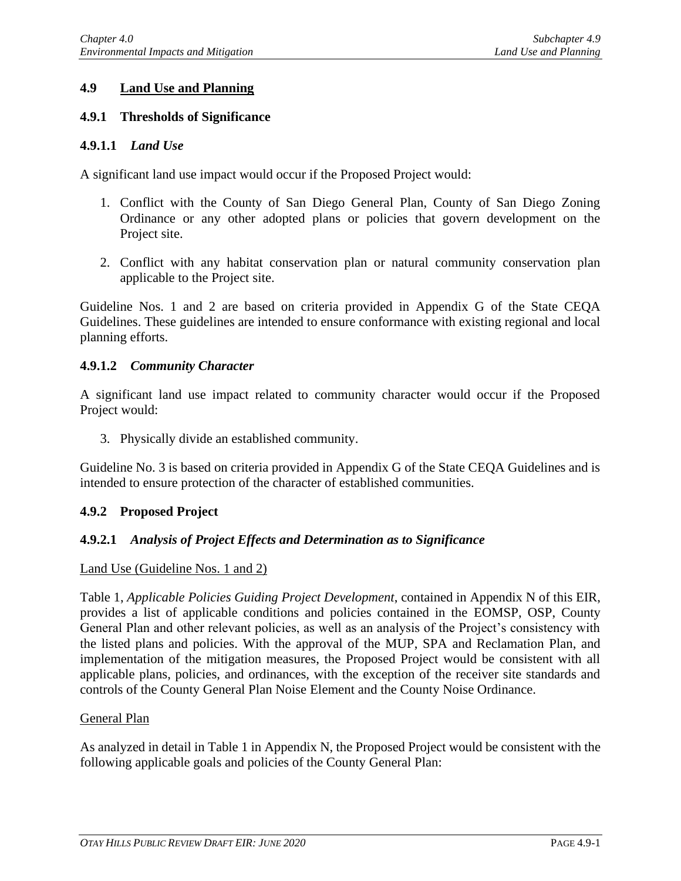## 4.9 Land Use and Planning

### 4.9.1 Thresholds of Significance

#### 4.9.1.1 *Land Use*

A significant land use impact would occur if the Proposed Project would:

1. Conflict with the County of San Diego General Plan, County of San Diego Zoning Ordinance or any other adopted plans or policies that govern development on the Project site.

2. Conflict with any habitat conservation plan or natural community conservation plan applicable to the Project site.

Guideline Nos. 1 and 2 are based on criteria provided in Appendix G of the State CEQA Guidelines. These guidelines are intended to ensure conformance with existing regional and local planning efforts.

#### 4.9.1.2 *Community Character*

A significant land use impact related to community character would occur if the Proposed Project would:

3. Physically divide an established community.

Guideline No. 3 is based on criteria provided in Appendix G of the State CEQA Guidelines and is intended to ensure protection of the character of established communities.

### 4.9.2 Proposed Project

#### 4.9.2.1 *Analysis of Project Effects and Determination as to Significance*

Land Use (Guideline Nos. 1 and 2)

Table 1, *Applicable Policies Guiding Project Development*, contained in Appendix N of this EIR, provides a list of applicable conditions and policies contained in the EOMSP, OSP, County General Plan and other relevant policies, as well as an analysis of the Project's consistency with the listed plans and policies. With the approval of the MUP, SPA and Reclamation Plan, and implementation of the mitigation measures, the Proposed Project would be consistent with all applicable plans, policies, and ordinances, with the exception of the receiver site standards and controls of the County General Plan Noise Element and the County Noise Ordinance.

General Plan

As analyzed in detail in Table 1 in Appendix N, the Proposed Project would be consistent with the following applicable goals and policies of the County General Plan: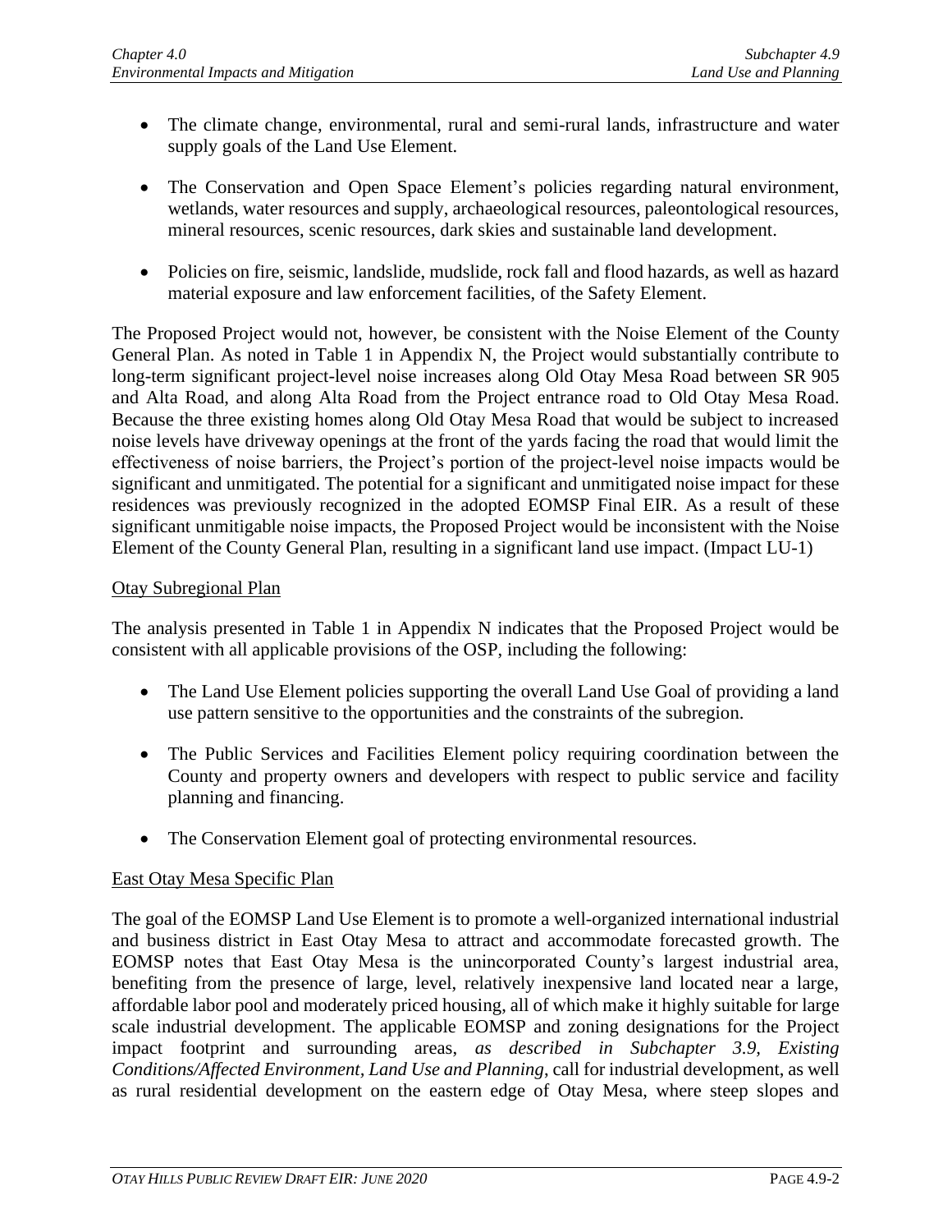- The climate change, environmental, rural and semi-rural lands, infrastructure and water supply goals of the Land Use Element.

- The Conservation and Open Space Element's policies regarding natural environment, wetlands, water resources and supply, archaeological resources, paleontological resources, mineral resources, scenic resources, dark skies and sustainable land development.

- Policies on fire, seismic, landslide, mudslide, rock fall and flood hazards, as well as hazard material exposure and law enforcement facilities, of the Safety Element.

The Proposed Project would not, however, be consistent with the Noise Element of the County General Plan. As noted in Table 1 in Appendix N, the Project would substantially contribute to long-term significant project-level noise increases along Old Otay Mesa Road between SR 905 and Alta Road, and along Alta Road from the Project entrance road to Old Otay Mesa Road. Because the three existing homes along Old Otay Mesa Road that would be subject to increased noise levels have driveway openings at the front of the yards facing the road that would limit the effectiveness of noise barriers, the Project's portion of the project-level noise impacts would be significant and unmitigated. The potential for a significant and unmitigated noise impact for these residences was previously recognized in the adopted EOMSP Final EIR. As a result of these significant unmitigable noise impacts, the Proposed Project would be inconsistent with the Noise Element of the County General Plan, resulting in a significant land use impact. (Impact LU-1)

<u>Otay Subregional Plan</u>

The analysis presented in Table 1 in Appendix N indicates that the Proposed Project would be consistent with all applicable provisions of the OSP, including the following:

- The Land Use Element policies supporting the overall Land Use Goal of providing a land use pattern sensitive to the opportunities and the constraints of the subregion.

- The Public Services and Facilities Element policy requiring coordination between the County and property owners and developers with respect to public service and facility planning and financing.

- The Conservation Element goal of protecting environmental resources.

<u>East Otay Mesa Specific Plan</u>

The goal of the EOMSP Land Use Element is to promote a well-organized international industrial and business district in East Otay Mesa to attract and accommodate forecasted growth. The EOMSP notes that East Otay Mesa is the unincorporated County's largest industrial area, benefiting from the presence of large, level, relatively inexpensive land located near a large, affordable labor pool and moderately priced housing, all of which make it highly suitable for large scale industrial development. The applicable EOMSP and zoning designations for the Project impact footprint and surrounding areas, *as described in Subchapter 3.9, Existing Conditions/Affected Environment, Land Use and Planning*, call for industrial development, as well as rural residential development on the eastern edge of Otay Mesa, where steep slopes and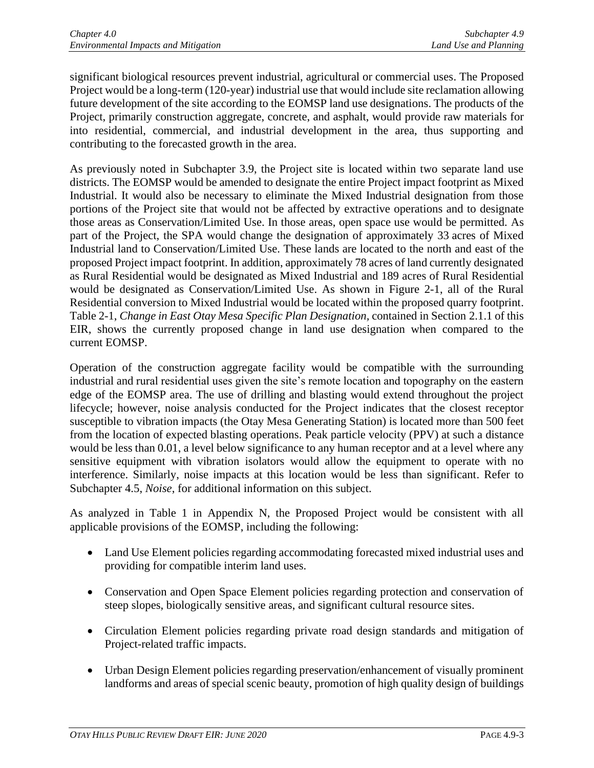significant biological resources prevent industrial, agricultural or commercial uses. The Proposed Project would be a long-term (120-year) industrial use that would include site reclamation allowing future development of the site according to the EOMSP land use designations. The products of the Project, primarily construction aggregate, concrete, and asphalt, would provide raw materials for into residential, commercial, and industrial development in the area, thus supporting and contributing to the forecasted growth in the area.

As previously noted in Subchapter 3.9, the Project site is located within two separate land use districts. The EOMSP would be amended to designate the entire Project impact footprint as Mixed Industrial. It would also be necessary to eliminate the Mixed Industrial designation from those portions of the Project site that would not be affected by extractive operations and to designate those areas as Conservation/Limited Use. In those areas, open space use would be permitted. As part of the Project, the SPA would change the designation of approximately 33 acres of Mixed Industrial land to Conservation/Limited Use. These lands are located to the north and east of the proposed Project impact footprint. In addition, approximately 78 acres of land currently designated as Rural Residential would be designated as Mixed Industrial and 189 acres of Rural Residential would be designated as Conservation/Limited Use. As shown in Figure 2-1, all of the Rural Residential conversion to Mixed Industrial would be located within the proposed quarry footprint. Table 2-1, *Change in East Otay Mesa Specific Plan Designation*, contained in Section 2.1.1 of this EIR, shows the currently proposed change in land use designation when compared to the current EOMSP.

Operation of the construction aggregate facility would be compatible with the surrounding industrial and rural residential uses given the site's remote location and topography on the eastern edge of the EOMSP area. The use of drilling and blasting would extend throughout the project lifecycle; however, noise analysis conducted for the Project indicates that the closest receptor susceptible to vibration impacts (the Otay Mesa Generating Station) is located more than 500 feet from the location of expected blasting operations. Peak particle velocity (PPV) at such a distance would be less than 0.01, a level below significance to any human receptor and at a level where any sensitive equipment with vibration isolators would allow the equipment to operate with no interference. Similarly, noise impacts at this location would be less than significant. Refer to Subchapter 4.5, *Noise*, for additional information on this subject.

As analyzed in Table 1 in Appendix N, the Proposed Project would be consistent with all applicable provisions of the EOMSP, including the following:

- Land Use Element policies regarding accommodating forecasted mixed industrial uses and providing for compatible interim land uses.
- Conservation and Open Space Element policies regarding protection and conservation of steep slopes, biologically sensitive areas, and significant cultural resource sites.
- Circulation Element policies regarding private road design standards and mitigation of Project-related traffic impacts.
- Urban Design Element policies regarding preservation/enhancement of visually prominent landforms and areas of special scenic beauty, promotion of high quality design of buildings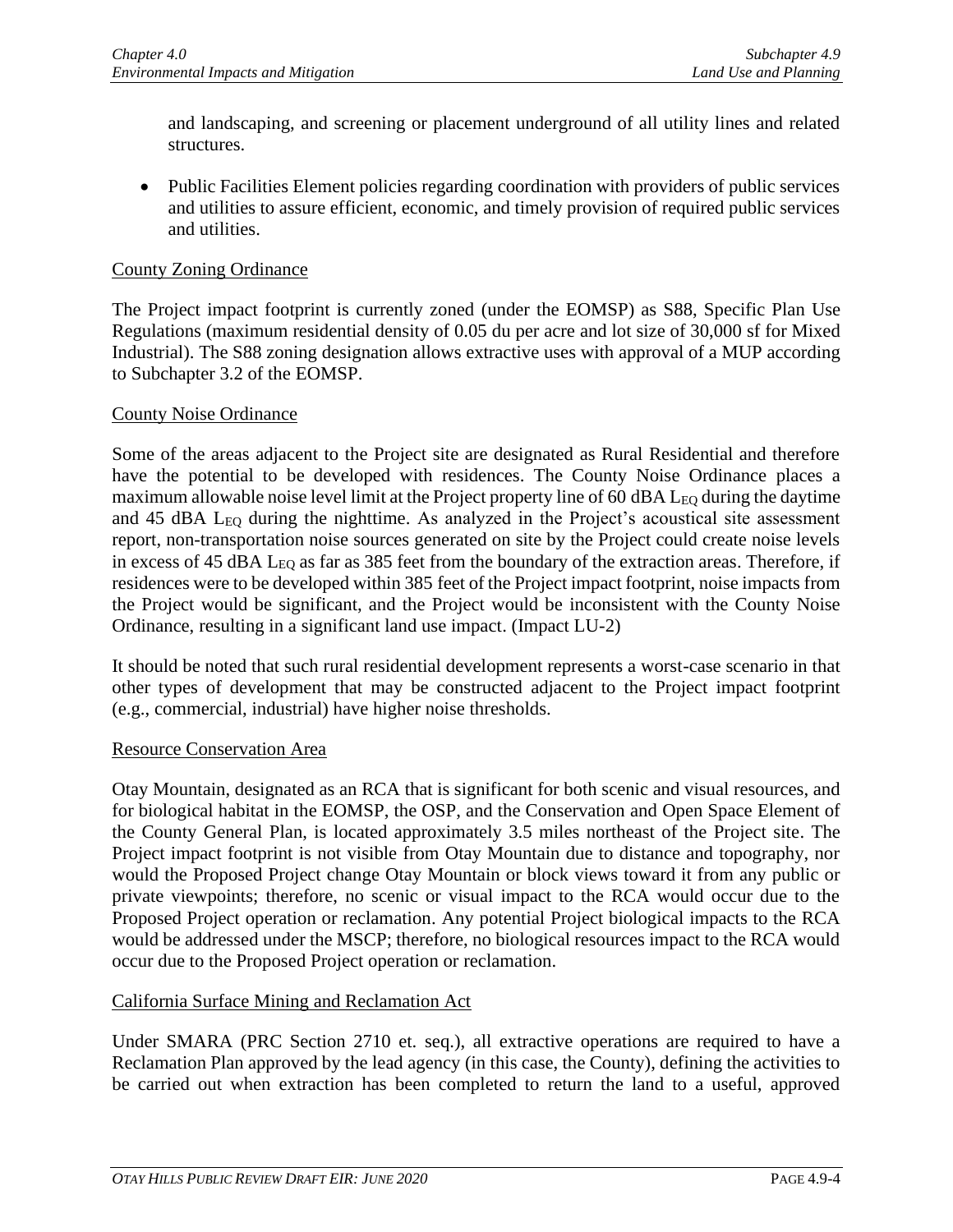and landscaping, and screening or placement underground of all utility lines and related structures.

- Public Facilities Element policies regarding coordination with providers of public services and utilities to assure efficient, economic, and timely provision of required public services and utilities.

County Zoning Ordinance

The Project impact footprint is currently zoned (under the EOMSP) as S88, Specific Plan Use Regulations (maximum residential density of 0.05 du per acre and lot size of 30,000 sf for Mixed Industrial). The S88 zoning designation allows extractive uses with approval of a MUP according to Subchapter 3.2 of the EOMSP.

County Noise Ordinance

Some of the areas adjacent to the Project site are designated as Rural Residential and therefore have the potential to be developed with residences. The County Noise Ordinance places a maximum allowable noise level limit at the Project property line of 60 dBA $L_{EQ}$ during the daytime and 45 dBA $L_{EQ}$ during the nighttime. As analyzed in the Project's acoustical site assessment report, non-transportation noise sources generated on site by the Project could create noise levels in excess of 45 dBA $L_{EQ}$ as far as 385 feet from the boundary of the extraction areas. Therefore, if residences were to be developed within 385 feet of the Project impact footprint, noise impacts from the Project would be significant, and the Project would be inconsistent with the County Noise Ordinance, resulting in a significant land use impact. (Impact LU-2)

It should be noted that such rural residential development represents a worst-case scenario in that other types of development that may be constructed adjacent to the Project impact footprint (e.g., commercial, industrial) have higher noise thresholds.

Resource Conservation Area

Otay Mountain, designated as an RCA that is significant for both scenic and visual resources, and for biological habitat in the EOMSP, the OSP, and the Conservation and Open Space Element of the County General Plan, is located approximately 3.5 miles northeast of the Project site. The Project impact footprint is not visible from Otay Mountain due to distance and topography, nor would the Proposed Project change Otay Mountain or block views toward it from any public or private viewpoints; therefore, no scenic or visual impact to the RCA would occur due to the Proposed Project operation or reclamation. Any potential Project biological impacts to the RCA would be addressed under the MSCP; therefore, no biological resources impact to the RCA would occur due to the Proposed Project operation or reclamation.

California Surface Mining and Reclamation Act

Under SMARA (PRC Section 2710 et. seq.), all extractive operations are required to have a Reclamation Plan approved by the lead agency (in this case, the County), defining the activities to be carried out when extraction has been completed to return the land to a useful, approved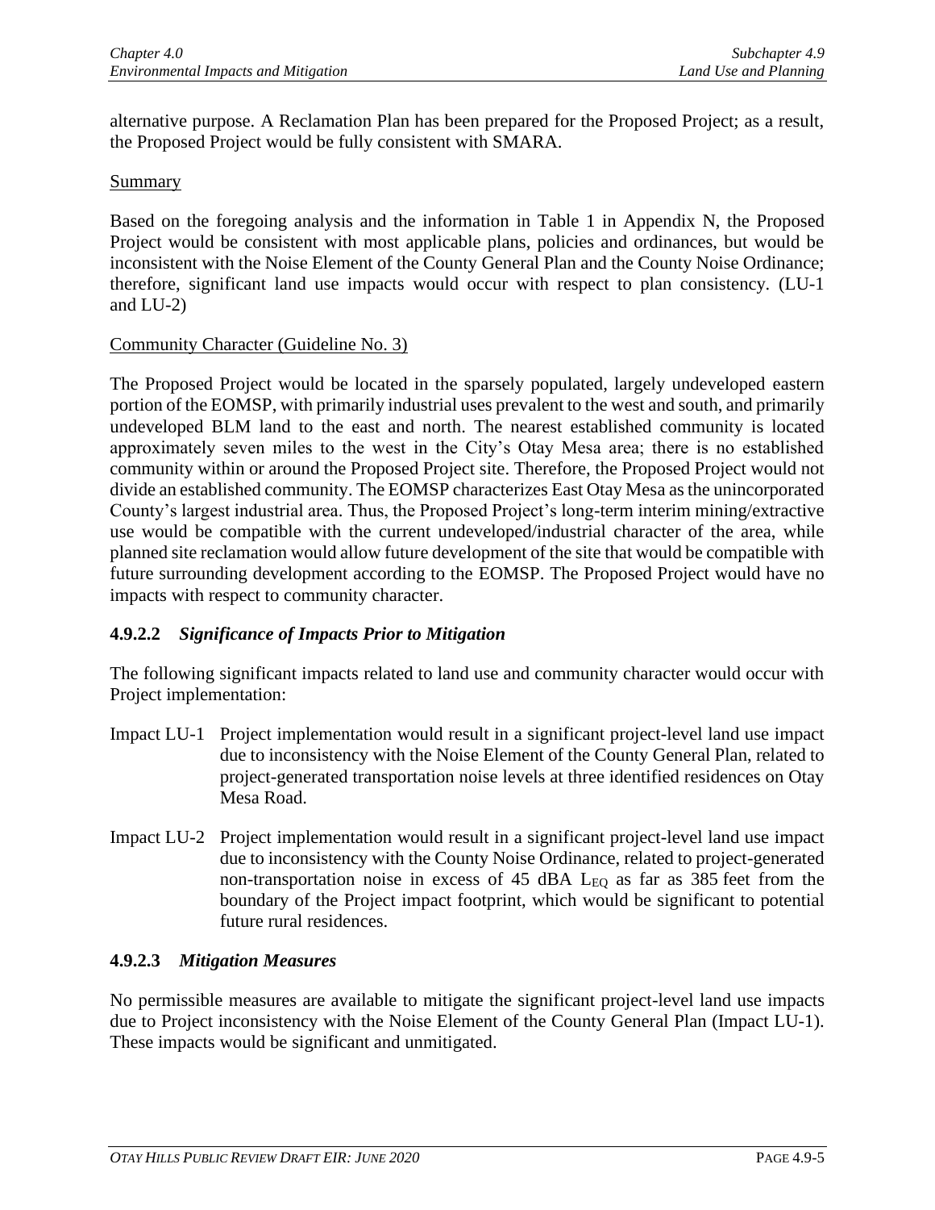alternative purpose. A Reclamation Plan has been prepared for the Proposed Project; as a result, the Proposed Project would be fully consistent with SMARA.

Summary

Based on the foregoing analysis and the information in Table 1 in Appendix N, the Proposed Project would be consistent with most applicable plans, policies and ordinances, but would be inconsistent with the Noise Element of the County General Plan and the County Noise Ordinance; therefore, significant land use impacts would occur with respect to plan consistency. (LU-1 and LU-2)

Community Character (Guideline No. 3)

The Proposed Project would be located in the sparsely populated, largely undeveloped eastern portion of the EOMSP, with primarily industrial uses prevalent to the west and south, and primarily undeveloped BLM land to the east and north. The nearest established community is located approximately seven miles to the west in the City's Otay Mesa area; there is no established community within or around the Proposed Project site. Therefore, the Proposed Project would not divide an established community. The EOMSP characterizes East Otay Mesa as the unincorporated County's largest industrial area. Thus, the Proposed Project's long-term interim mining/extractive use would be compatible with the current undeveloped/industrial character of the area, while planned site reclamation would allow future development of the site that would be compatible with future surrounding development according to the EOMSP. The Proposed Project would have no impacts with respect to community character.

### 4.9.2.2 *Significance of Impacts Prior to Mitigation*

The following significant impacts related to land use and community character would occur with Project implementation:

Impact LU-1 Project implementation would result in a significant project-level land use impact due to inconsistency with the Noise Element of the County General Plan, related to project-generated transportation noise levels at three identified residences on Otay Mesa Road.

Impact LU-2 Project implementation would result in a significant project-level land use impact due to inconsistency with the County Noise Ordinance, related to project-generated non-transportation noise in excess of 45 dBA $L_{EQ}$ as far as 385 feet from the boundary of the Project impact footprint, which would be significant to potential future rural residences.

### 4.9.2.3 *Mitigation Measures*

No permissible measures are available to mitigate the significant project-level land use impacts due to Project inconsistency with the Noise Element of the County General Plan (Impact LU-1). These impacts would be significant and unmitigated.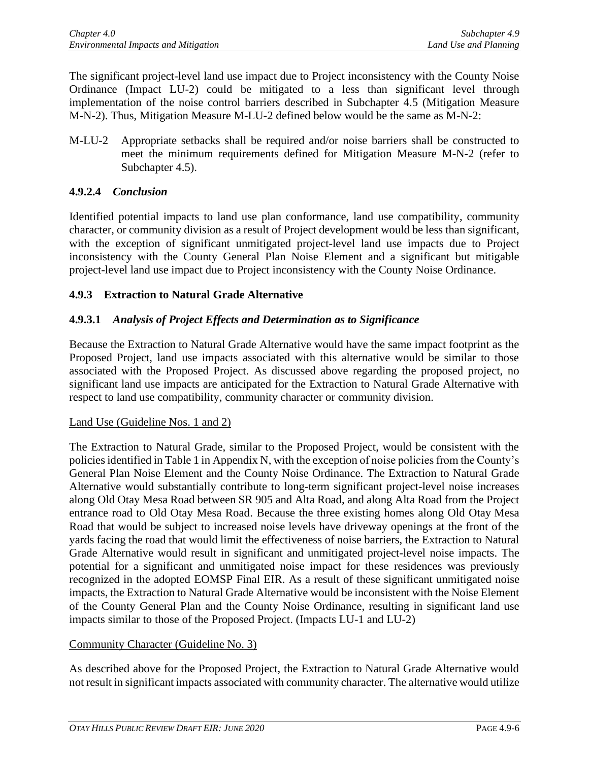The significant project-level land use impact due to Project inconsistency with the County Noise Ordinance (Impact LU-2) could be mitigated to a less than significant level through implementation of the noise control barriers described in Subchapter 4.5 (Mitigation Measure M-N-2). Thus, Mitigation Measure M-LU-2 defined below would be the same as M-N-2:

M-LU-2 Appropriate setbacks shall be required and/or noise barriers shall be constructed to meet the minimum requirements defined for Mitigation Measure M-N-2 (refer to Subchapter 4.5).

### 4.9.2.4 *Conclusion*

Identified potential impacts to land use plan conformance, land use compatibility, community character, or community division as a result of Project development would be less than significant, with the exception of significant unmitigated project-level land use impacts due to Project inconsistency with the County General Plan Noise Element and a significant but mitigable project-level land use impact due to Project inconsistency with the County Noise Ordinance.

## 4.9.3 Extraction to Natural Grade Alternative

### 4.9.3.1 *Analysis of Project Effects and Determination as to Significance*

Because the Extraction to Natural Grade Alternative would have the same impact footprint as the Proposed Project, land use impacts associated with this alternative would be similar to those associated with the Proposed Project. As discussed above regarding the proposed project, no significant land use impacts are anticipated for the Extraction to Natural Grade Alternative with respect to land use compatibility, community character or community division.

Land Use (Guideline Nos. 1 and 2)

The Extraction to Natural Grade, similar to the Proposed Project, would be consistent with the policies identified in Table 1 in Appendix N, with the exception of noise policies from the County's General Plan Noise Element and the County Noise Ordinance. The Extraction to Natural Grade Alternative would substantially contribute to long-term significant project-level noise increases along Old Otay Mesa Road between SR 905 and Alta Road, and along Alta Road from the Project entrance road to Old Otay Mesa Road. Because the three existing homes along Old Otay Mesa Road that would be subject to increased noise levels have driveway openings at the front of the yards facing the road that would limit the effectiveness of noise barriers, the Extraction to Natural Grade Alternative would result in significant and unmitigated project-level noise impacts. The potential for a significant and unmitigated noise impact for these residences was previously recognized in the adopted EOMSP Final EIR. As a result of these significant unmitigated noise impacts, the Extraction to Natural Grade Alternative would be inconsistent with the Noise Element of the County General Plan and the County Noise Ordinance, resulting in significant land use impacts similar to those of the Proposed Project. (Impacts LU-1 and LU-2)

Community Character (Guideline No. 3)

As described above for the Proposed Project, the Extraction to Natural Grade Alternative would not result in significant impacts associated with community character. The alternative would utilize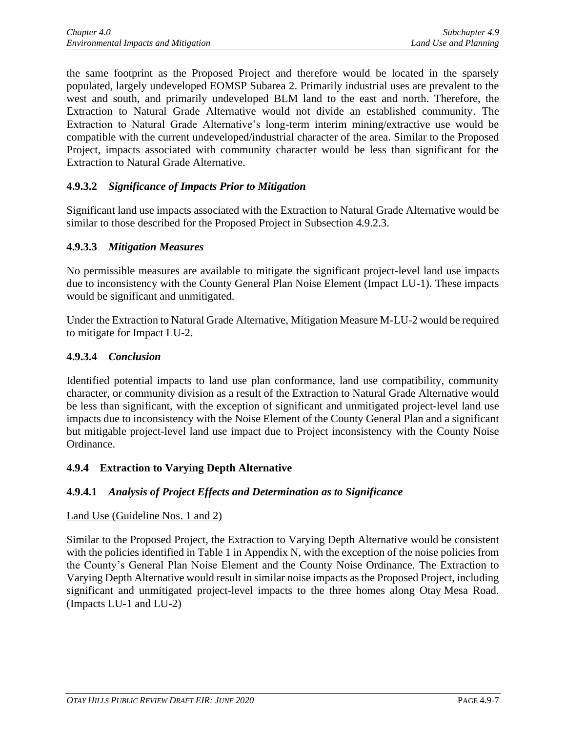the same footprint as the Proposed Project and therefore would be located in the sparsely populated, largely undeveloped EOMSP Subarea 2. Primarily industrial uses are prevalent to the west and south, and primarily undeveloped BLM land to the east and north. Therefore, the Extraction to Natural Grade Alternative would not divide an established community. The Extraction to Natural Grade Alternative's long-term interim mining/extractive use would be compatible with the current undeveloped/industrial character of the area. Similar to the Proposed Project, impacts associated with community character would be less than significant for the Extraction to Natural Grade Alternative.

### 4.9.3.2 *Significance of Impacts Prior to Mitigation*

Significant land use impacts associated with the Extraction to Natural Grade Alternative would be similar to those described for the Proposed Project in Subsection 4.9.2.3.

### 4.9.3.3 *Mitigation Measures*

No permissible measures are available to mitigate the significant project-level land use impacts due to inconsistency with the County General Plan Noise Element (Impact LU-1). These impacts would be significant and unmitigated.

Under the Extraction to Natural Grade Alternative, Mitigation Measure M-LU-2 would be required to mitigate for Impact LU-2.

### 4.9.3.4 *Conclusion*

Identified potential impacts to land use plan conformance, land use compatibility, community character, or community division as a result of the Extraction to Natural Grade Alternative would be less than significant, with the exception of significant and unmitigated project-level land use impacts due to inconsistency with the Noise Element of the County General Plan and a significant but mitigable project-level land use impact due to Project inconsistency with the County Noise Ordinance.

## 4.9.4 Extraction to Varying Depth Alternative

### 4.9.4.1 *Analysis of Project Effects and Determination as to Significance*

<u>Land Use (Guideline Nos. 1 and 2)</u>

Similar to the Proposed Project, the Extraction to Varying Depth Alternative would be consistent with the policies identified in Table 1 in Appendix N, with the exception of the noise policies from the County's General Plan Noise Element and the County Noise Ordinance. The Extraction to Varying Depth Alternative would result in similar noise impacts as the Proposed Project, including significant and unmitigated project-level impacts to the three homes along Otay Mesa Road. (Impacts LU-1 and LU-2)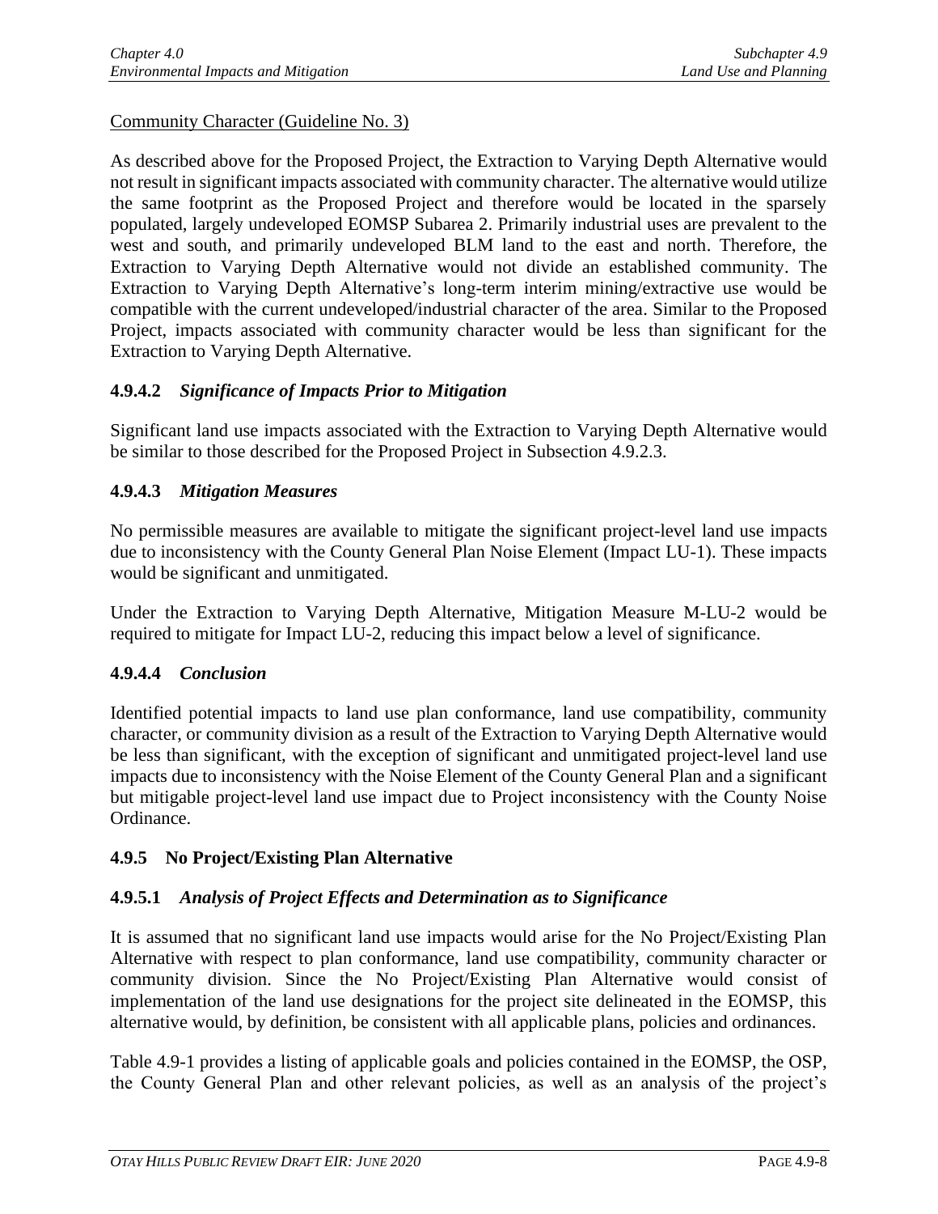Community Character (Guideline No. 3)

As described above for the Proposed Project, the Extraction to Varying Depth Alternative would not result in significant impacts associated with community character. The alternative would utilize the same footprint as the Proposed Project and therefore would be located in the sparsely populated, largely undeveloped EOMSP Subarea 2. Primarily industrial uses are prevalent to the west and south, and primarily undeveloped BLM land to the east and north. Therefore, the Extraction to Varying Depth Alternative would not divide an established community. The Extraction to Varying Depth Alternative's long-term interim mining/extractive use would be compatible with the current undeveloped/industrial character of the area. Similar to the Proposed Project, impacts associated with community character would be less than significant for the Extraction to Varying Depth Alternative.

### 4.9.4.2 *Significance of Impacts Prior to Mitigation*

Significant land use impacts associated with the Extraction to Varying Depth Alternative would be similar to those described for the Proposed Project in Subsection 4.9.2.3.

### 4.9.4.3 *Mitigation Measures*

No permissible measures are available to mitigate the significant project-level land use impacts due to inconsistency with the County General Plan Noise Element (Impact LU-1). These impacts would be significant and unmitigated.

Under the Extraction to Varying Depth Alternative, Mitigation Measure M-LU-2 would be required to mitigate for Impact LU-2, reducing this impact below a level of significance.

### 4.9.4.4 *Conclusion*

Identified potential impacts to land use plan conformance, land use compatibility, community character, or community division as a result of the Extraction to Varying Depth Alternative would be less than significant, with the exception of significant and unmitigated project-level land use impacts due to inconsistency with the Noise Element of the County General Plan and a significant but mitigable project-level land use impact due to Project inconsistency with the County Noise Ordinance.

## 4.9.5 No Project/Existing Plan Alternative

### 4.9.5.1 *Analysis of Project Effects and Determination as to Significance*

It is assumed that no significant land use impacts would arise for the No Project/Existing Plan Alternative with respect to plan conformance, land use compatibility, community character or community division. Since the No Project/Existing Plan Alternative would consist of implementation of the land use designations for the project site delineated in the EOMSP, this alternative would, by definition, be consistent with all applicable plans, policies and ordinances.

Table 4.9-1 provides a listing of applicable goals and policies contained in the EOMSP, the OSP, the County General Plan and other relevant policies, as well as an analysis of the project's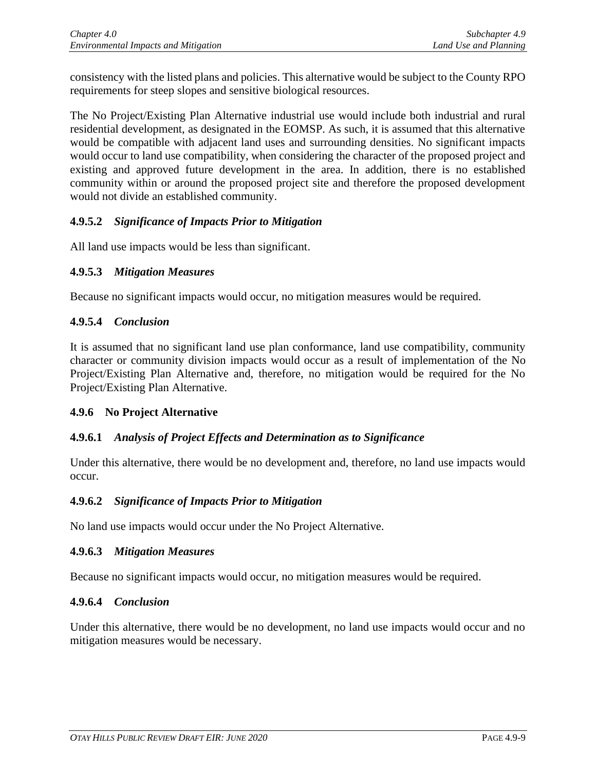consistency with the listed plans and policies. This alternative would be subject to the County RPO requirements for steep slopes and sensitive biological resources.

The No Project/Existing Plan Alternative industrial use would include both industrial and rural residential development, as designated in the EOMSP. As such, it is assumed that this alternative would be compatible with adjacent land uses and surrounding densities. No significant impacts would occur to land use compatibility, when considering the character of the proposed project and existing and approved future development in the area. In addition, there is no established community within or around the proposed project site and therefore the proposed development would not divide an established community.

#### 4.9.5.2 *Significance of Impacts Prior to Mitigation*

All land use impacts would be less than significant.

#### 4.9.5.3 *Mitigation Measures*

Because no significant impacts would occur, no mitigation measures would be required.

#### 4.9.5.4 *Conclusion*

It is assumed that no significant land use plan conformance, land use compatibility, community character or community division impacts would occur as a result of implementation of the No Project/Existing Plan Alternative and, therefore, no mitigation would be required for the No Project/Existing Plan Alternative.

### 4.9.6 No Project Alternative

#### 4.9.6.1 *Analysis of Project Effects and Determination as to Significance*

Under this alternative, there would be no development and, therefore, no land use impacts would occur.

#### 4.9.6.2 *Significance of Impacts Prior to Mitigation*

No land use impacts would occur under the No Project Alternative.

#### 4.9.6.3 *Mitigation Measures*

Because no significant impacts would occur, no mitigation measures would be required.

#### 4.9.6.4 *Conclusion*

Under this alternative, there would be no development, no land use impacts would occur and no mitigation measures would be necessary.